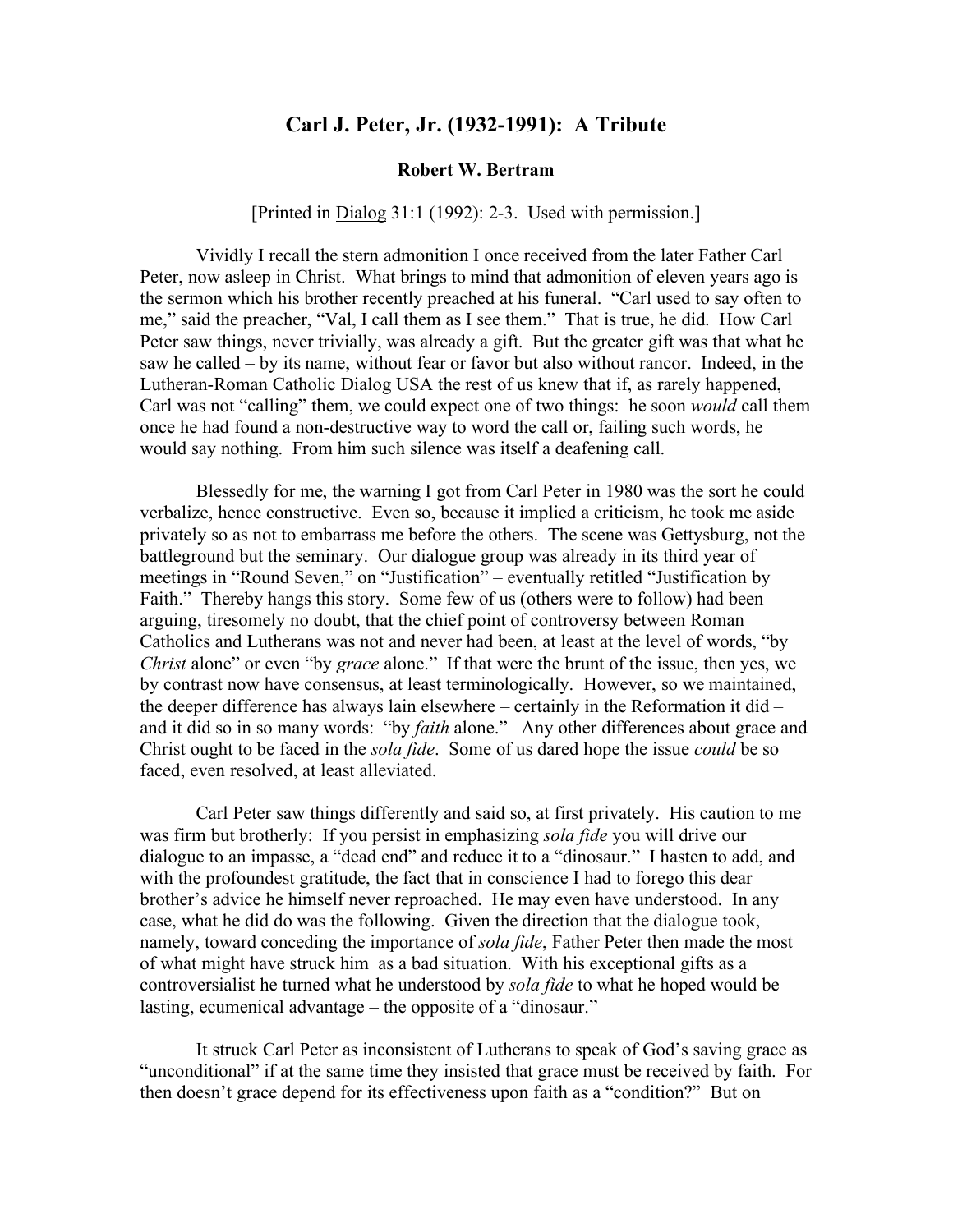# Carl J. Peter, Jr. (1932-1991): A Tribute

**Robert W. Bertram**

[Printed in Dialog 31:1 (1992): 2-3. Used with permission.]

Vividly I recall the stern admonition I once received from the later Father Carl Peter, now asleep in Christ. What brings to mind that admonition of eleven years ago is the sermon which his brother recently preached at his funeral. "Carl used to say often to me," said the preacher, "Val, I call them as I see them." That is true, he did. How Carl Peter saw things, never trivially, was already a gift. But the greater gift was that what he saw he called – by its name, without fear or favor but also without rancor. Indeed, in the Lutheran-Roman Catholic Dialog USA the rest of us knew that if, as rarely happened, Carl was not "calling" them, we could expect one of two things: he soon *would* call them once he had found a non-destructive way to word the call or, failing such words, he would say nothing. From him such silence was itself a deafening call.

Blessedly for me, the warning I got from Carl Peter in 1980 was the sort he could verbalize, hence constructive. Even so, because it implied a criticism, he took me aside privately so as not to embarrass me before the others. The scene was Gettysburg, not the battleground but the seminary. Our dialogue group was already in its third year of meetings in "Round Seven," on "Justification" – eventually retitled "Justification by Faith." Thereby hangs this story. Some few of us (others were to follow) had been arguing, tiresomely no doubt, that the chief point of controversy between Roman Catholics and Lutherans was not and never had been, at least at the level of words, "by *Christ* alone" or even "by *grace* alone." If that were the brunt of the issue, then yes, we by contrast now have consensus, at least terminologically. However, so we maintained, the deeper difference has always lain elsewhere – certainly in the Reformation it did – and it did so in so many words: "by *faith* alone." Any other differences about grace and Christ ought to be faced in the *sola fide*. Some of us dared hope the issue *could* be so faced, even resolved, at least alleviated.

Carl Peter saw things differently and said so, at first privately. His caution to me was firm but brotherly: If you persist in emphasizing *sola fide* you will drive our dialogue to an impasse, a "dead end" and reduce it to a "dinosaur." I hasten to add, and with the profoundest gratitude, the fact that in conscience I had to forego this dear brother's advice he himself never reproached. He may even have understood. In any case, what he did do was the following. Given the direction that the dialogue took, namely, toward conceding the importance of *sola fide*, Father Peter then made the most of what might have struck him as a bad situation. With his exceptional gifts as a controversialist he turned what he understood by *sola fide* to what he hoped would be lasting, ecumenical advantage – the opposite of a "dinosaur."

It struck Carl Peter as inconsistent of Lutherans to speak of God's saving grace as "unconditional" if at the same time they insisted that grace must be received by faith. For then doesn't grace depend for its effectiveness upon faith as a "condition?" But on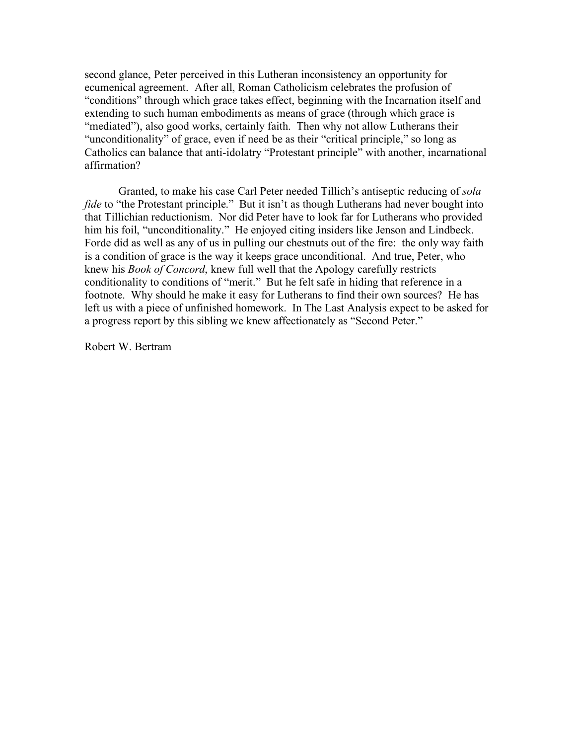second glance, Peter perceived in this Lutheran inconsistency an opportunity for ecumenical agreement. After all, Roman Catholicism celebrates the profusion of "conditions" through which grace takes effect, beginning with the Incarnation itself and extending to such human embodiments as means of grace (through which grace is "mediated"), also good works, certainly faith. Then why not allow Lutherans their "unconditionality" of grace, even if need be as their "critical principle," so long as Catholics can balance that anti-idolatry "Protestant principle" with another, incarnational affirmation?

Granted, to make his case Carl Peter needed Tillich's antiseptic reducing of *sola fide* to "the Protestant principle." But it isn't as though Lutherans had never bought into that Tillichian reductionism. Nor did Peter have to look far for Lutherans who provided him his foil, "unconditionality." He enjoyed citing insiders like Jenson and Lindbeck. Forde did as well as any of us in pulling our chestnuts out of the fire: the only way faith is a condition of grace is the way it keeps grace unconditional. And true, Peter, who knew his *Book of Concord*, knew full well that the Apology carefully restricts conditionality to conditions of "merit." But he felt safe in hiding that reference in a footnote. Why should he make it easy for Lutherans to find their own sources? He has left us with a piece of unfinished homework. In The Last Analysis expect to be asked for a progress report by this sibling we knew affectionately as "Second Peter."

Robert W. Bertram